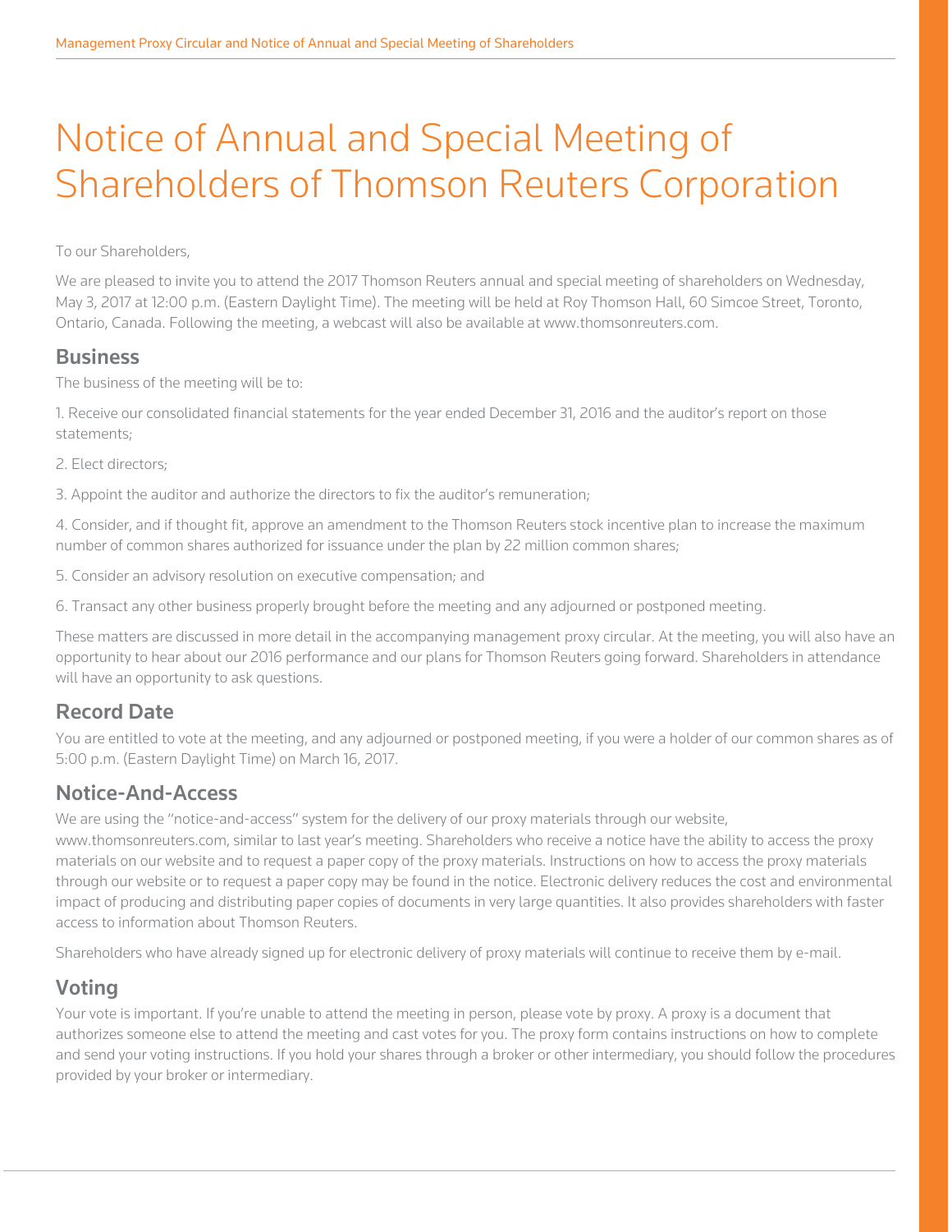# Notice of Annual and Special Meeting of Shareholders of Thomson Reuters Corporation

To our Shareholders,

We are pleased to invite you to attend the 2017 Thomson Reuters annual and special meeting of shareholders on Wednesday, May 3, 2017 at 12:00 p.m. (Eastern Daylight Time). The meeting will be held at Roy Thomson Hall, 60 Simcoe Street, Toronto, Ontario, Canada. Following the meeting, a webcast will also be available at www.thomsonreuters.com.

## Business

The business of the meeting will be to:

1. Receive our consolidated financial statements for the year ended December 31, 2016 and the auditor's report on those statements;

2. Elect directors;

3. Appoint the auditor and authorize the directors to fix the auditor's remuneration;

4. Consider, and if thought fit, approve an amendment to the Thomson Reuters stock incentive plan to increase the maximum number of common shares authorized for issuance under the plan by 22 million common shares;

5. Consider an advisory resolution on executive compensation; and

6. Transact any other business properly brought before the meeting and any adjourned or postponed meeting.

These matters are discussed in more detail in the accompanying management proxy circular. At the meeting, you will also have an opportunity to hear about our 2016 performance and our plans for Thomson Reuters going forward. Shareholders in attendance will have an opportunity to ask questions.

## Record Date

You are entitled to vote at the meeting, and any adjourned or postponed meeting, if you were a holder of our common shares as of 5:00 p.m. (Eastern Daylight Time) on March 16, 2017.

## Notice-And-Access

We are using the "notice-and-access" system for the delivery of our proxy materials through our website, www.thomsonreuters.com, similar to last year's meeting. Shareholders who receive a notice have the ability to access the proxy materials on our website and to request a paper copy of the proxy materials. Instructions on how to access the proxy materials through our website or to request a paper copy may be found in the notice. Electronic delivery reduces the cost and environmental impact of producing and distributing paper copies of documents in very large quantities. It also provides shareholders with faster access to information about Thomson Reuters.

Shareholders who have already signed up for electronic delivery of proxy materials will continue to receive them by e-mail.

## Voting

Your vote is important. If you're unable to attend the meeting in person, please vote by proxy. A proxy is a document that authorizes someone else to attend the meeting and cast votes for you. The proxy form contains instructions on how to complete and send your voting instructions. If you hold your shares through a broker or other intermediary, you should follow the procedures provided by your broker or intermediary.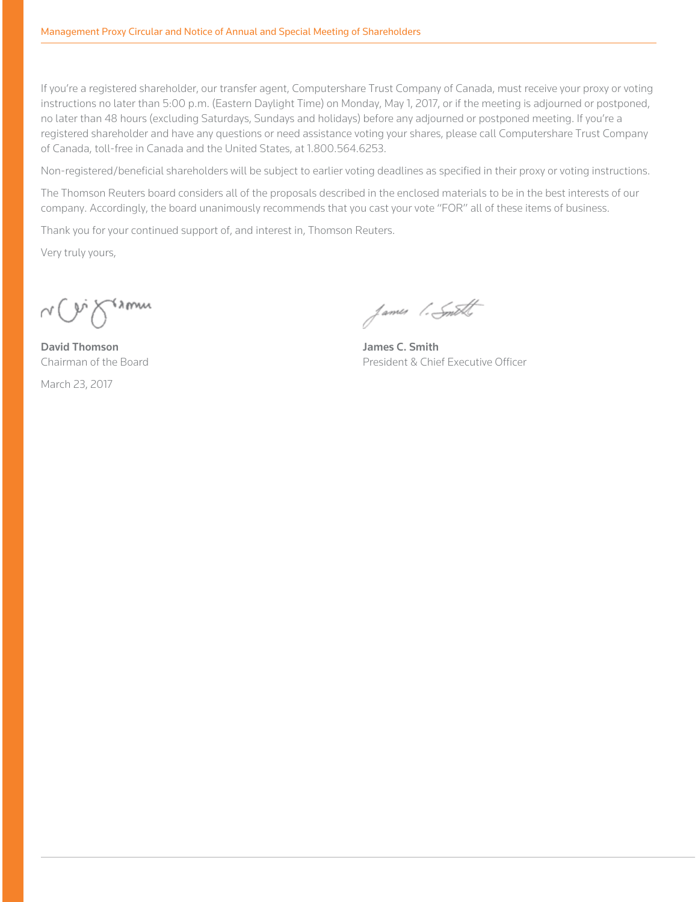If you're a registered shareholder, our transfer agent, Computershare Trust Company of Canada, must receive your proxy or voting instructions no later than 5:00 p.m. (Eastern Daylight Time) on Monday, May 1, 2017, or if the meeting is adjourned or postponed, no later than 48 hours (excluding Saturdays, Sundays and holidays) before any adjourned or postponed meeting. If you're a registered shareholder and have any questions or need assistance voting your shares, please call Computershare Trust Company of Canada, toll-free in Canada and the United States, at 1.800.564.6253.

Non-registered/beneficial shareholders will be subject to earlier voting deadlines as specified in their proxy or voting instructions.

The Thomson Reuters board considers all of the proposals described in the enclosed materials to be in the best interests of our company. Accordingly, the board unanimously recommends that you cast your vote "FOR" all of these items of business.

Thank you for your continued support of, and interest in, Thomson Reuters.

Very truly yours,

**David Thomson**
Chairman of the Board

**James C. Smith**
President & Chief Executive Officer

March 23, 2017